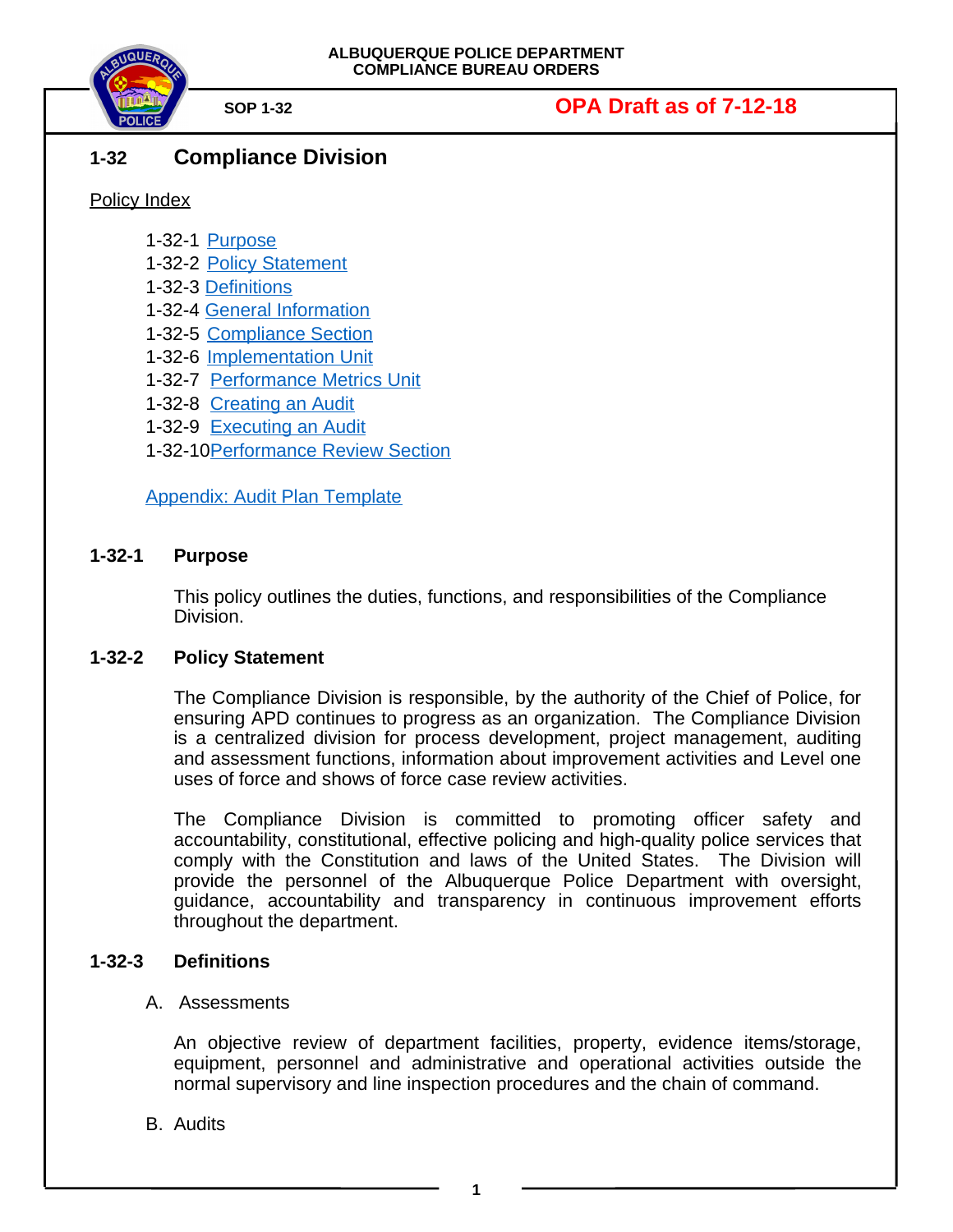ALBUQUERQUE POLICE DEPARTMENT
COMPLIANCE BUREAU ORDERS

SOP 1-32

**OPA Draft as of 7-12-18**

# 1-32 Compliance Division

Policy Index

- 1-32-1 Purpose
- 1-32-2 Policy Statement
- 1-32-3 Definitions
- 1-32-4 General Information
- 1-32-5 Compliance Section
- 1-32-6 Implementation Unit
- 1-32-7 Performance Metrics Unit
- 1-32-8 Creating an Audit
- 1-32-9 Executing an Audit
- 1-32-10 Performance Review Section

Appendix: Audit Plan Template

## 1-32-1 Purpose

This policy outlines the duties, functions, and responsibilities of the Compliance Division.

## 1-32-2 Policy Statement

The Compliance Division is responsible, by the authority of the Chief of Police, for ensuring APD continues to progress as an organization. The Compliance Division is a centralized division for process development, project management, auditing and assessment functions, information about improvement activities and Level one uses of force and shows of force case review activities.

The Compliance Division is committed to promoting officer safety and accountability, constitutional, effective policing and high-quality police services that comply with the Constitution and laws of the United States. The Division will provide the personnel of the Albuquerque Police Department with oversight, guidance, accountability and transparency in continuous improvement efforts throughout the department.

## 1-32-3 Definitions

A. Assessments

An objective review of department facilities, property, evidence items/storage, equipment, personnel and administrative and operational activities outside the normal supervisory and line inspection procedures and the chain of command.

B. Audits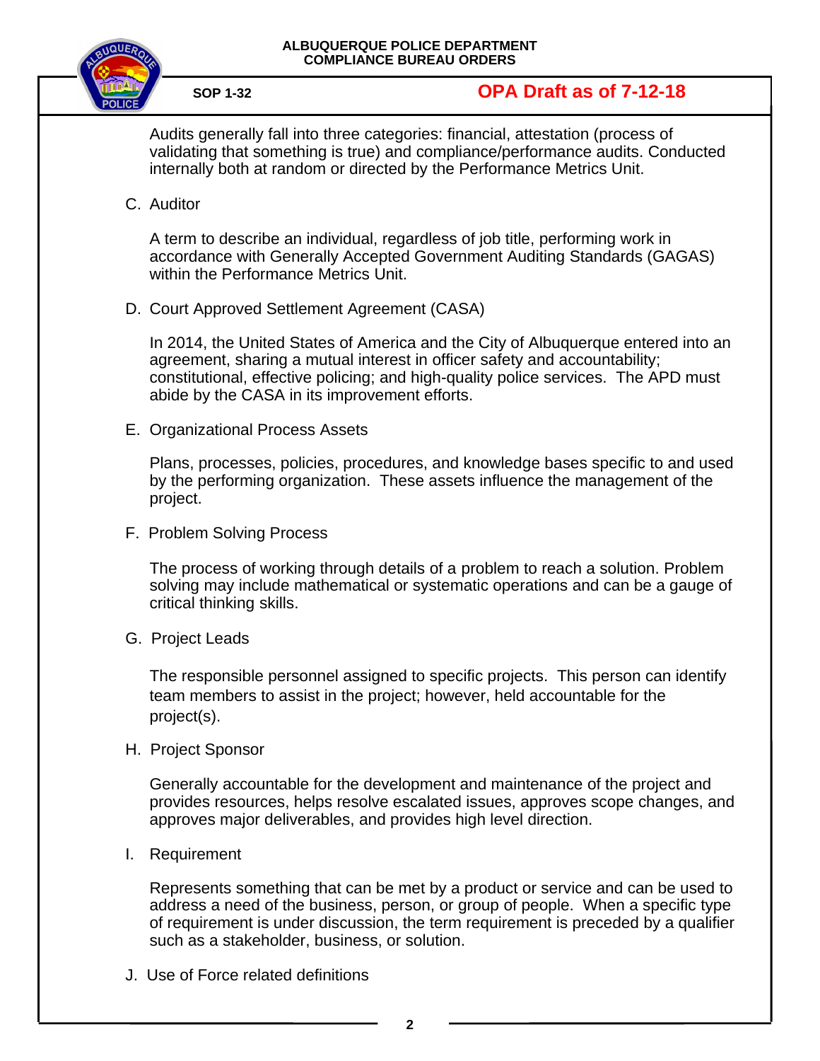Audits generally fall into three categories: financial, attestation (process of validating that something is true) and compliance/performance audits. Conducted internally both at random or directed by the Performance Metrics Unit.

C. Auditor

A term to describe an individual, regardless of job title, performing work in accordance with Generally Accepted Government Auditing Standards (GAGAS) within the Performance Metrics Unit.

D. Court Approved Settlement Agreement (CASA)

In 2014, the United States of America and the City of Albuquerque entered into an agreement, sharing a mutual interest in officer safety and accountability; constitutional, effective policing; and high-quality police services. The APD must abide by the CASA in its improvement efforts.

E. Organizational Process Assets

Plans, processes, policies, procedures, and knowledge bases specific to and used by the performing organization. These assets influence the management of the project.

F. Problem Solving Process

The process of working through details of a problem to reach a solution. Problem solving may include mathematical or systematic operations and can be a gauge of critical thinking skills.

G. Project Leads

The responsible personnel assigned to specific projects. This person can identify team members to assist in the project; however, held accountable for the project(s).

H. Project Sponsor

Generally accountable for the development and maintenance of the project and provides resources, helps resolve escalated issues, approves scope changes, and approves major deliverables, and provides high level direction.

I. Requirement

Represents something that can be met by a product or service and can be used to address a need of the business, person, or group of people. When a specific type of requirement is under discussion, the term requirement is preceded by a qualifier such as a stakeholder, business, or solution.

J. Use of Force related definitions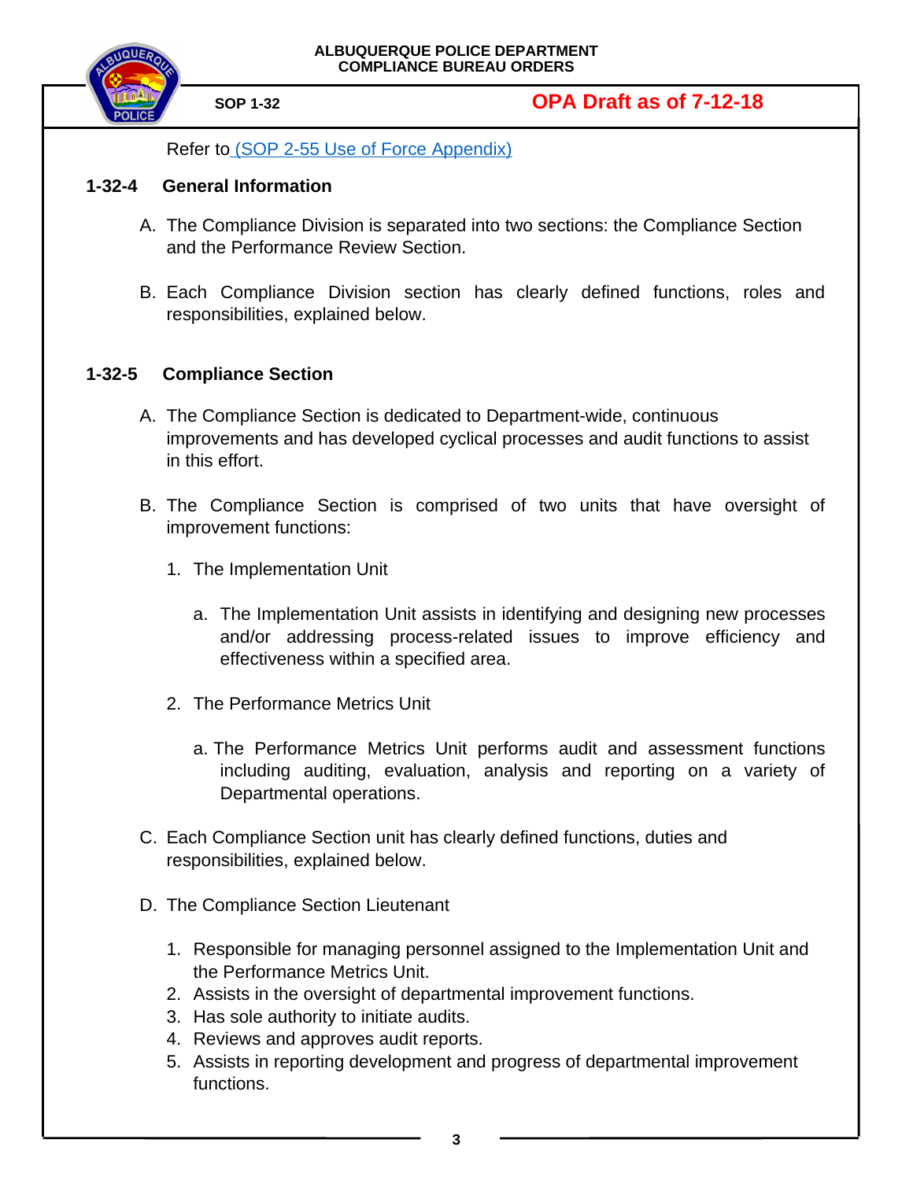Refer to [(SOP 2-55 Use of Force Appendix)]

## 1-32-4 General Information

A. The Compliance Division is separated into two sections: the Compliance Section and the Performance Review Section.

B. Each Compliance Division section has clearly defined functions, roles and responsibilities, explained below.

## 1-32-5 Compliance Section

A. The Compliance Section is dedicated to Department-wide, continuous improvements and has developed cyclical processes and audit functions to assist in this effort.

B. The Compliance Section is comprised of two units that have oversight of improvement functions:

1. The Implementation Unit

    a. The Implementation Unit assists in identifying and designing new processes and/or addressing process-related issues to improve efficiency and effectiveness within a specified area.

2. The Performance Metrics Unit

    a. The Performance Metrics Unit performs audit and assessment functions including auditing, evaluation, analysis and reporting on a variety of Departmental operations.

C. Each Compliance Section unit has clearly defined functions, duties and responsibilities, explained below.

D. The Compliance Section Lieutenant

1. Responsible for managing personnel assigned to the Implementation Unit and the Performance Metrics Unit.
2. Assists in the oversight of departmental improvement functions.
3. Has sole authority to initiate audits.
4. Reviews and approves audit reports.
5. Assists in reporting development and progress of departmental improvement functions.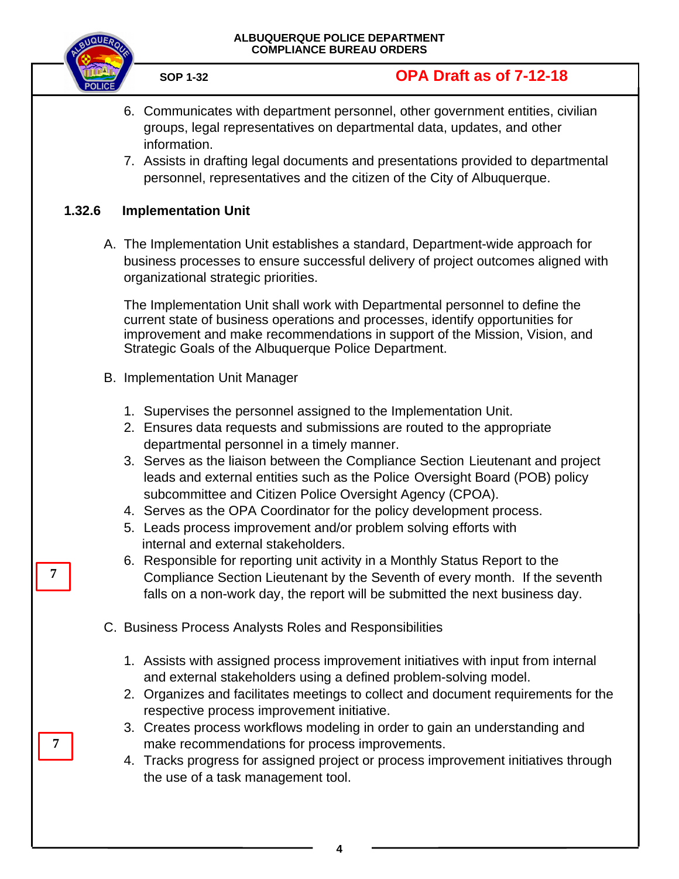6. Communicates with department personnel, other government entities, civilian groups, legal representatives on departmental data, updates, and other information.
7. Assists in drafting legal documents and presentations provided to departmental personnel, representatives and the citizen of the City of Albuquerque.

## 1.32.6 Implementation Unit

A. The Implementation Unit establishes a standard, Department-wide approach for business processes to ensure successful delivery of project outcomes aligned with organizational strategic priorities.

   The Implementation Unit shall work with Departmental personnel to define the current state of business operations and processes, identify opportunities for improvement and make recommendations in support of the Mission, Vision, and Strategic Goals of the Albuquerque Police Department.

B. Implementation Unit Manager

   1. Supervises the personnel assigned to the Implementation Unit.
   2. Ensures data requests and submissions are routed to the appropriate departmental personnel in a timely manner.
   3. Serves as the liaison between the Compliance Section Lieutenant and project leads and external entities such as the Police Oversight Board (POB) policy subcommittee and Citizen Police Oversight Agency (CPOA).
   4. Serves as the OPA Coordinator for the policy development process.
   5. Leads process improvement and/or problem solving efforts with internal and external stakeholders.
   6. Responsible for reporting unit activity in a Monthly Status Report to the Compliance Section Lieutenant by the Seventh of every month. If the seventh falls on a non-work day, the report will be submitted the next business day.

C. Business Process Analysts Roles and Responsibilities

   1. Assists with assigned process improvement initiatives with input from internal and external stakeholders using a defined problem-solving model.
   2. Organizes and facilitates meetings to collect and document requirements for the respective process improvement initiative.
   3. Creates process workflows modeling in order to gain an understanding and make recommendations for process improvements.
   4. Tracks progress for assigned project or process improvement initiatives through the use of a task management tool.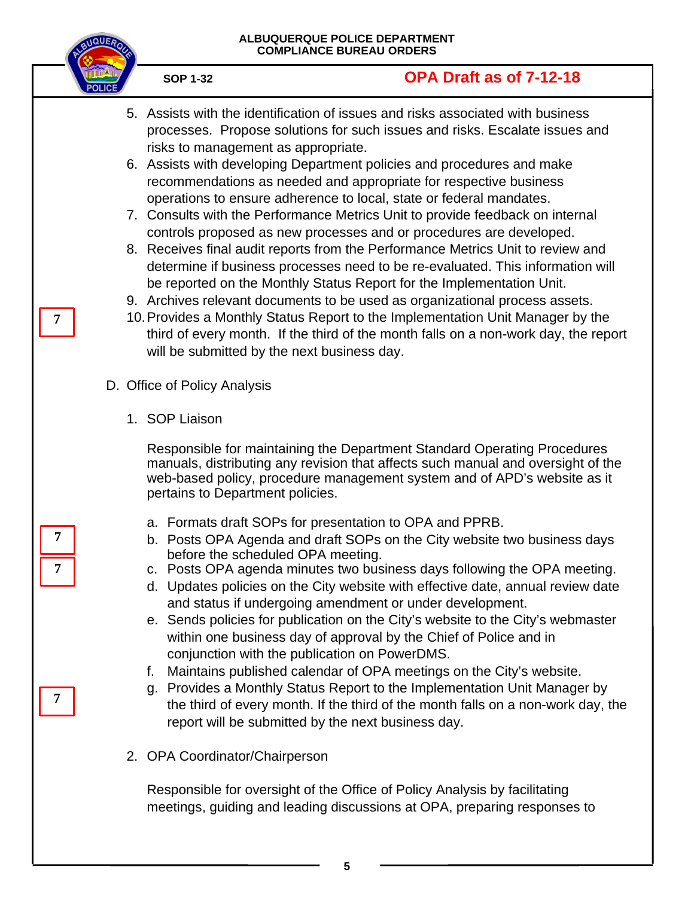5. Assists with the identification of issues and risks associated with business processes. Propose solutions for such issues and risks. Escalate issues and risks to management as appropriate.
6. Assists with developing Department policies and procedures and make recommendations as needed and appropriate for respective business operations to ensure adherence to local, state or federal mandates.
7. Consults with the Performance Metrics Unit to provide feedback on internal controls proposed as new processes and or procedures are developed.
8. Receives final audit reports from the Performance Metrics Unit to review and determine if business processes need to be re-evaluated. This information will be reported on the Monthly Status Report for the Implementation Unit.
9. Archives relevant documents to be used as organizational process assets.
10. Provides a Monthly Status Report to the Implementation Unit Manager by the third of every month. If the third of the month falls on a non-work day, the report will be submitted by the next business day. [7]

D. Office of Policy Analysis

1. SOP Liaison

   Responsible for maintaining the Department Standard Operating Procedures manuals, distributing any revision that affects such manual and oversight of the web-based policy, procedure management system and of APD's website as it pertains to Department policies.

   a. Formats draft SOPs for presentation to OPA and PPRB.
   b. Posts OPA Agenda and draft SOPs on the City website two business days before the scheduled OPA meeting. [7]
   c. Posts OPA agenda minutes two business days following the OPA meeting. [7]
   d. Updates policies on the City website with effective date, annual review date and status if undergoing amendment or under development.
   e. Sends policies for publication on the City's website to the City's webmaster within one business day of approval by the Chief of Police and in conjunction with the publication on PowerDMS.
   f. Maintains published calendar of OPA meetings on the City's website.
   g. Provides a Monthly Status Report to the Implementation Unit Manager by the third of every month. If the third of the month falls on a non-work day, the report will be submitted by the next business day. [7]

2. OPA Coordinator/Chairperson

   Responsible for oversight of the Office of Policy Analysis by facilitating meetings, guiding and leading discussions at OPA, preparing responses to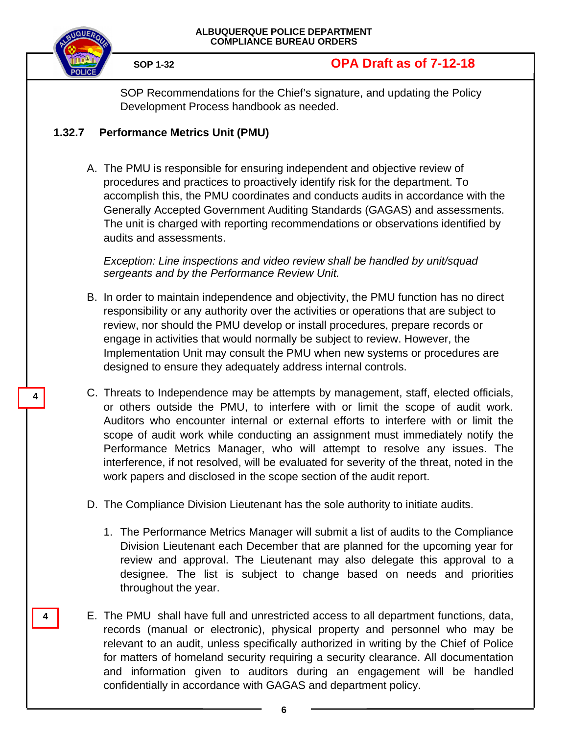SOP Recommendations for the Chief's signature, and updating the Policy Development Process handbook as needed.

## 1.32.7 Performance Metrics Unit (PMU)

A. The PMU is responsible for ensuring independent and objective review of procedures and practices to proactively identify risk for the department. To accomplish this, the PMU coordinates and conducts audits in accordance with the Generally Accepted Government Auditing Standards (GAGAS) and assessments. The unit is charged with reporting recommendations or observations identified by audits and assessments.

*Exception: Line inspections and video review shall be handled by unit/squad sergeants and by the Performance Review Unit.*

B. In order to maintain independence and objectivity, the PMU function has no direct responsibility or any authority over the activities or operations that are subject to review, nor should the PMU develop or install procedures, prepare records or engage in activities that would normally be subject to review. However, the Implementation Unit may consult the PMU when new systems or procedures are designed to ensure they adequately address internal controls.

4

C. Threats to Independence may be attempts by management, staff, elected officials, or others outside the PMU, to interfere with or limit the scope of audit work. Auditors who encounter internal or external efforts to interfere with or limit the scope of audit work while conducting an assignment must immediately notify the Performance Metrics Manager, who will attempt to resolve any issues. The interference, if not resolved, will be evaluated for severity of the threat, noted in the work papers and disclosed in the scope section of the audit report.

D. The Compliance Division Lieutenant has the sole authority to initiate audits.

1. The Performance Metrics Manager will submit a list of audits to the Compliance Division Lieutenant each December that are planned for the upcoming year for review and approval. The Lieutenant may also delegate this approval to a designee. The list is subject to change based on needs and priorities throughout the year.

4

E. The PMU shall have full and unrestricted access to all department functions, data, records (manual or electronic), physical property and personnel who may be relevant to an audit, unless specifically authorized in writing by the Chief of Police for matters of homeland security requiring a security clearance. All documentation and information given to auditors during an engagement will be handled confidentially in accordance with GAGAS and department policy.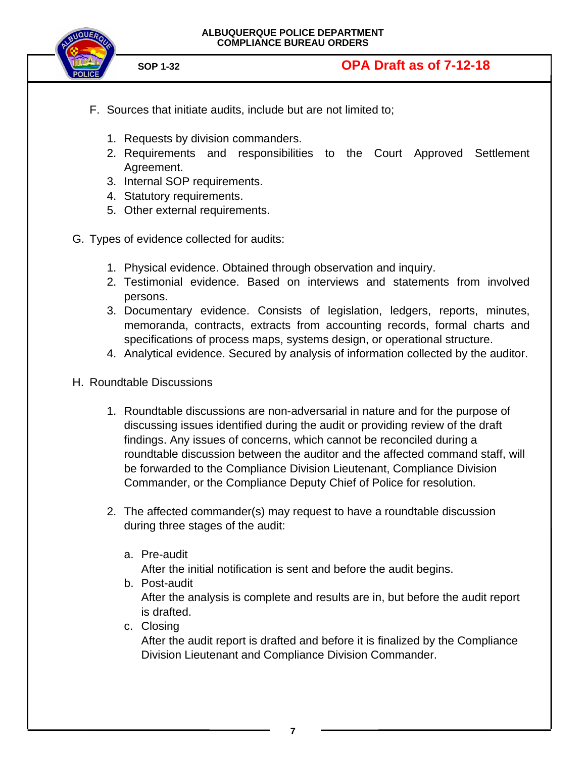F. Sources that initiate audits, include but are not limited to;

1. Requests by division commanders.
2. Requirements and responsibilities to the Court Approved Settlement Agreement.
3. Internal SOP requirements.
4. Statutory requirements.
5. Other external requirements.

G. Types of evidence collected for audits:

1. Physical evidence. Obtained through observation and inquiry.
2. Testimonial evidence. Based on interviews and statements from involved persons.
3. Documentary evidence. Consists of legislation, ledgers, reports, minutes, memoranda, contracts, extracts from accounting records, formal charts and specifications of process maps, systems design, or operational structure.
4. Analytical evidence. Secured by analysis of information collected by the auditor.

H. Roundtable Discussions

1. Roundtable discussions are non-adversarial in nature and for the purpose of discussing issues identified during the audit or providing review of the draft findings. Any issues of concerns, which cannot be reconciled during a roundtable discussion between the auditor and the affected command staff, will be forwarded to the Compliance Division Lieutenant, Compliance Division Commander, or the Compliance Deputy Chief of Police for resolution.

2. The affected commander(s) may request to have a roundtable discussion during three stages of the audit:

   a. Pre-audit
      After the initial notification is sent and before the audit begins.
   b. Post-audit
      After the analysis is complete and results are in, but before the audit report is drafted.
   c. Closing
      After the audit report is drafted and before it is finalized by the Compliance Division Lieutenant and Compliance Division Commander.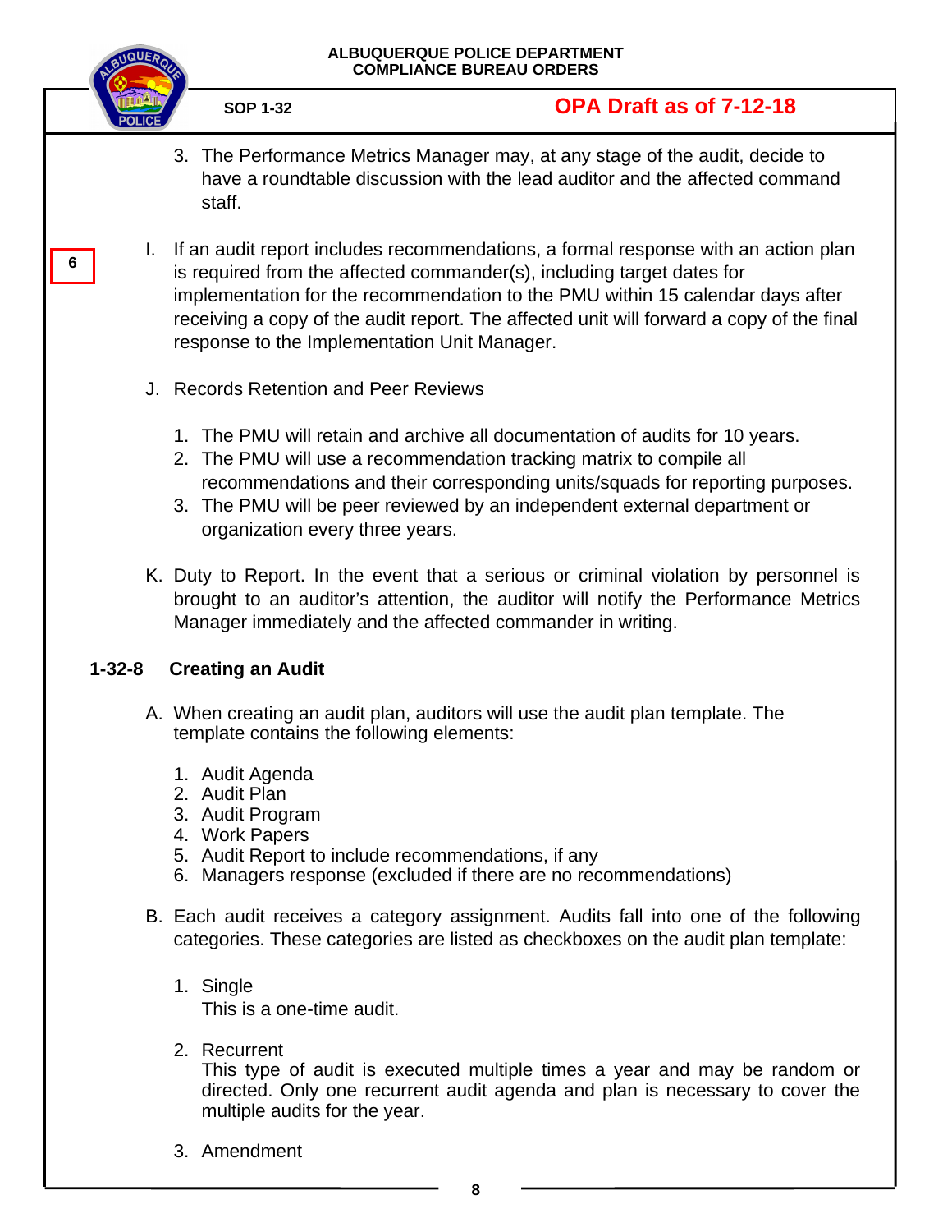3. The Performance Metrics Manager may, at any stage of the audit, decide to have a roundtable discussion with the lead auditor and the affected command staff.

6

I. If an audit report includes recommendations, a formal response with an action plan is required from the affected commander(s), including target dates for implementation for the recommendation to the PMU within 15 calendar days after receiving a copy of the audit report. The affected unit will forward a copy of the final response to the Implementation Unit Manager.

J. Records Retention and Peer Reviews

1. The PMU will retain and archive all documentation of audits for 10 years.
2. The PMU will use a recommendation tracking matrix to compile all recommendations and their corresponding units/squads for reporting purposes.
3. The PMU will be peer reviewed by an independent external department or organization every three years.

K. Duty to Report. In the event that a serious or criminal violation by personnel is brought to an auditor's attention, the auditor will notify the Performance Metrics Manager immediately and the affected commander in writing.

## 1-32-8 Creating an Audit

A. When creating an audit plan, auditors will use the audit plan template. The template contains the following elements:

1. Audit Agenda
2. Audit Plan
3. Audit Program
4. Work Papers
5. Audit Report to include recommendations, if any
6. Managers response (excluded if there are no recommendations)

B. Each audit receives a category assignment. Audits fall into one of the following categories. These categories are listed as checkboxes on the audit plan template:

1. Single
   This is a one-time audit.

2. Recurrent
   This type of audit is executed multiple times a year and may be random or directed. Only one recurrent audit agenda and plan is necessary to cover the multiple audits for the year.

3. Amendment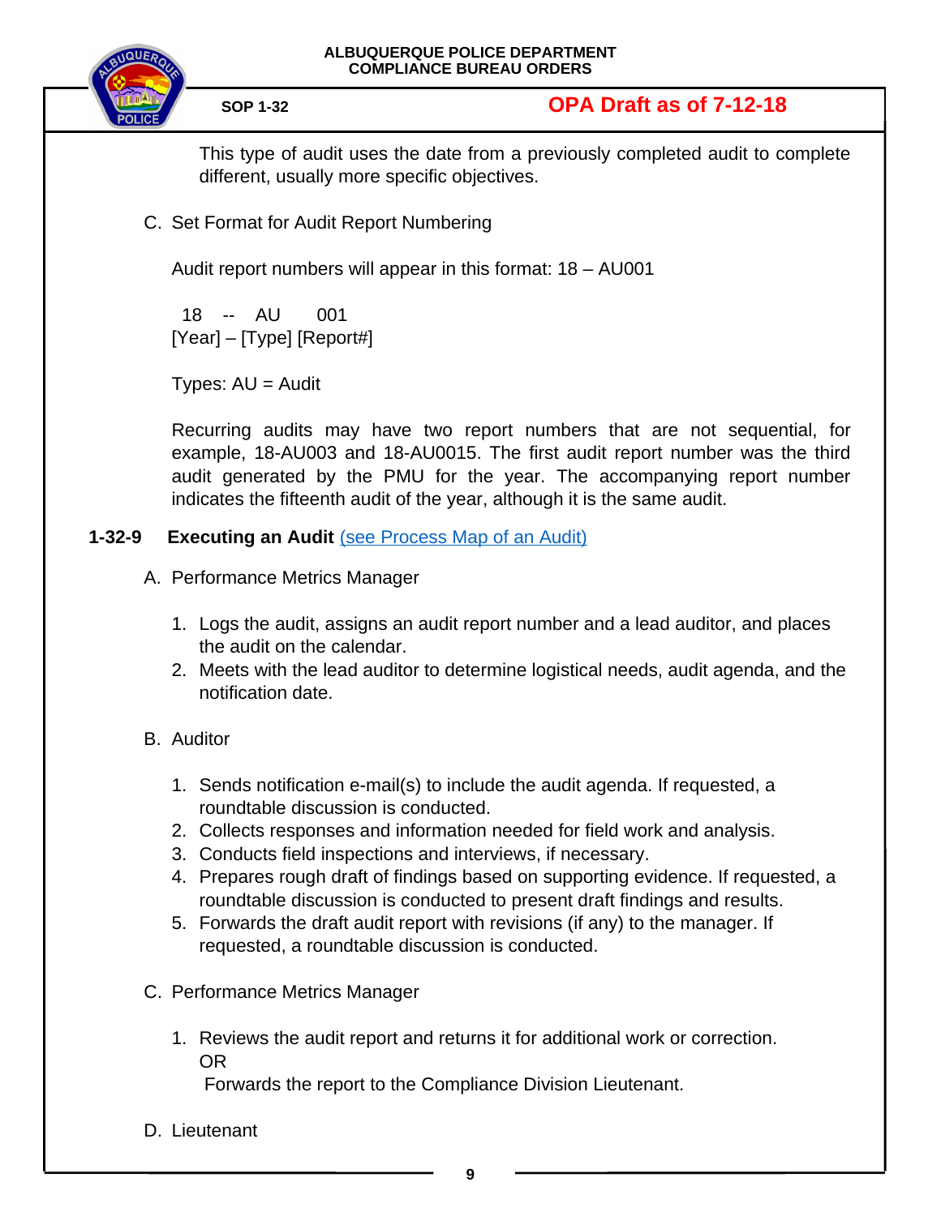This type of audit uses the date from a previously completed audit to complete different, usually more specific objectives.

C. Set Format for Audit Report Numbering

Audit report numbers will appear in this format: 18 – AU001

18 -- AU 001
[Year] – [Type] [Report#]

Types: AU = Audit

Recurring audits may have two report numbers that are not sequential, for example, 18-AU003 and 18-AU0015. The first audit report number was the third audit generated by the PMU for the year. The accompanying report number indicates the fifteenth audit of the year, although it is the same audit.

## 1-32-9 Executing an Audit (see Process Map of an Audit)

A. Performance Metrics Manager

1. Logs the audit, assigns an audit report number and a lead auditor, and places the audit on the calendar.
2. Meets with the lead auditor to determine logistical needs, audit agenda, and the notification date.

B. Auditor

1. Sends notification e-mail(s) to include the audit agenda. If requested, a roundtable discussion is conducted.
2. Collects responses and information needed for field work and analysis.
3. Conducts field inspections and interviews, if necessary.
4. Prepares rough draft of findings based on supporting evidence. If requested, a roundtable discussion is conducted to present draft findings and results.
5. Forwards the draft audit report with revisions (if any) to the manager. If requested, a roundtable discussion is conducted.

C. Performance Metrics Manager

1. Reviews the audit report and returns it for additional work or correction.
   OR
   Forwards the report to the Compliance Division Lieutenant.

D. Lieutenant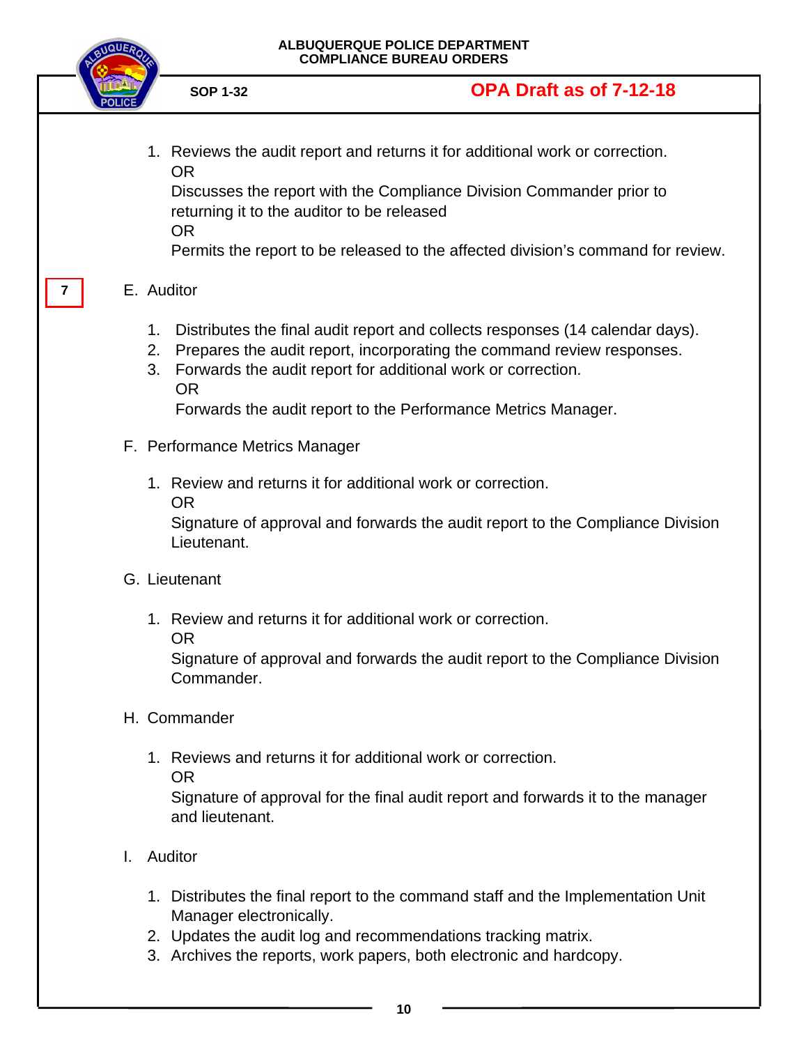1. Reviews the audit report and returns it for additional work or correction.
   OR
   Discusses the report with the Compliance Division Commander prior to returning it to the auditor to be released
   OR
   Permits the report to be released to the affected division's command for review.

7

E. Auditor

   1. Distributes the final audit report and collects responses (14 calendar days).
   2. Prepares the audit report, incorporating the command review responses.
   3. Forwards the audit report for additional work or correction.
      OR
      Forwards the audit report to the Performance Metrics Manager.

F. Performance Metrics Manager

   1. Review and returns it for additional work or correction.
      OR
      Signature of approval and forwards the audit report to the Compliance Division Lieutenant.

G. Lieutenant

   1. Review and returns it for additional work or correction.
      OR
      Signature of approval and forwards the audit report to the Compliance Division Commander.

H. Commander

   1. Reviews and returns it for additional work or correction.
      OR
      Signature of approval for the final audit report and forwards it to the manager and lieutenant.

I. Auditor

   1. Distributes the final report to the command staff and the Implementation Unit Manager electronically.
   2. Updates the audit log and recommendations tracking matrix.
   3. Archives the reports, work papers, both electronic and hardcopy.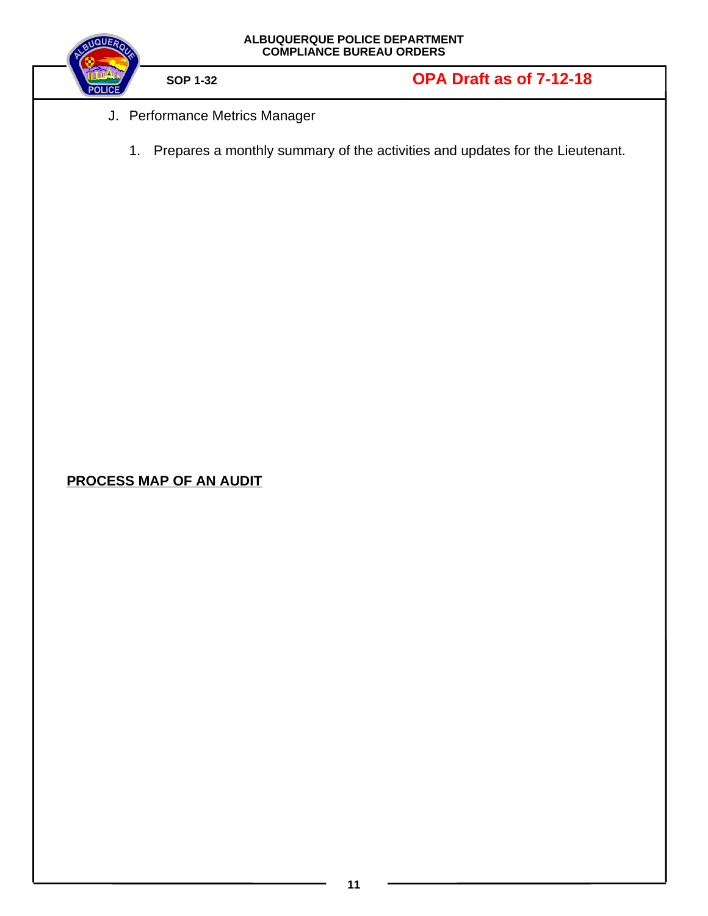J. Performance Metrics Manager

1. Prepares a monthly summary of the activities and updates for the Lieutenant.

**PROCESS MAP OF AN AUDIT**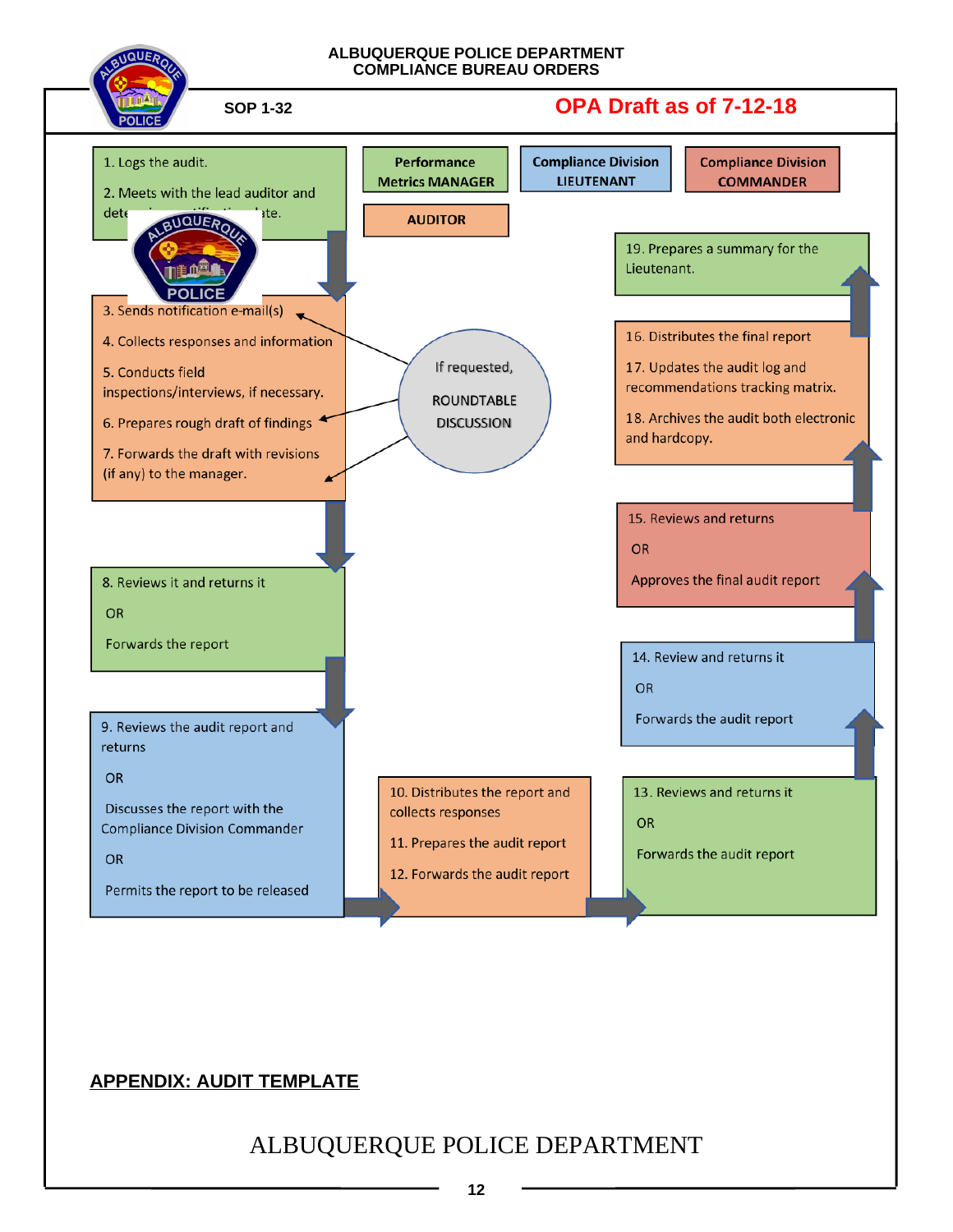ALBUQUERQUE POLICE DEPARTMENT
COMPLIANCE BUREAU ORDERS

SOP 1-32

OPA Draft as of 7-12-18

Performance Metrics MANAGER

Compliance Division LIEUTENANT

Compliance Division COMMANDER

AUDITOR

1. Logs the audit.

2. Meets with the lead auditor and dete... ...ate.

3. Sends notification e-mail(s)

4. Collects responses and information

5. Conducts field inspections/interviews, if necessary.

6. Prepares rough draft of findings

7. Forwards the draft with revisions (if any) to the manager.

If requested, ROUNDTABLE DISCUSSION

8. Reviews it and returns it

OR

Forwards the report

9. Reviews the audit report and returns

OR

Discusses the report with the Compliance Division Commander

OR

Permits the report to be released

10. Distributes the report and collects responses

11. Prepares the audit report

12. Forwards the audit report

13. Reviews and returns it

OR

Forwards the audit report

14. Review and returns it

OR

Forwards the audit report

15. Reviews and returns

OR

Approves the final audit report

16. Distributes the final report

17. Updates the audit log and recommendations tracking matrix.

18. Archives the audit both electronic and hardcopy.

19. Prepares a summary for the Lieutenant.

## APPENDIX: AUDIT TEMPLATE

ALBUQUERQUE POLICE DEPARTMENT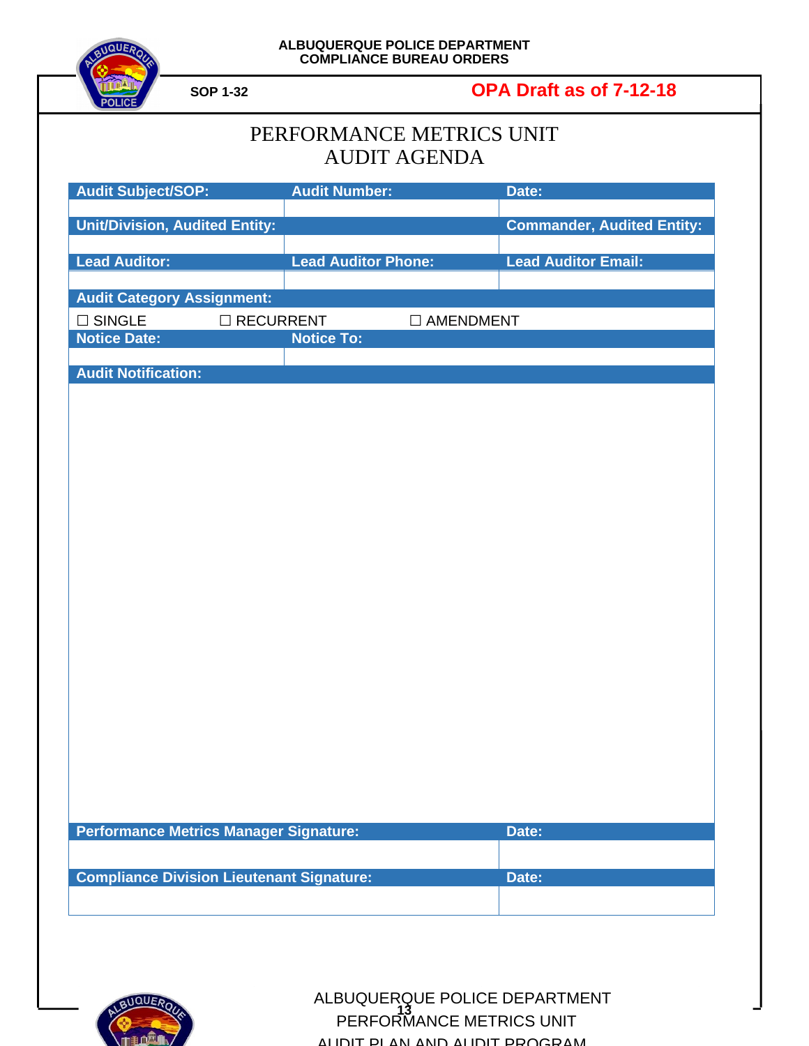**ALBUQUERQUE POLICE DEPARTMENT**
**COMPLIANCE BUREAU ORDERS**

**SOP 1-32** **OPA Draft as of 7-12-18**

# PERFORMANCE METRICS UNIT
# AUDIT AGENDA

| Audit Subject/SOP: | Audit Number: | Date: |
|---|---|---|
| | | |
| **Unit/Division, Audited Entity:** | | **Commander, Audited Entity:** |
| | | |
| **Lead Auditor:** | **Lead Auditor Phone:** | **Lead Auditor Email:** |
| | | |
| **Audit Category Assignment:** | | |
| ☐ SINGLE | ☐ RECURRENT | ☐ AMENDMENT |
| **Notice Date:** | **Notice To:** | |
| | | |
| **Audit Notification:** | | |
| | | |
| **Performance Metrics Manager Signature:** | | **Date:** |
| | | |
| **Compliance Division Lieutenant Signature:** | | **Date:** |
| | | |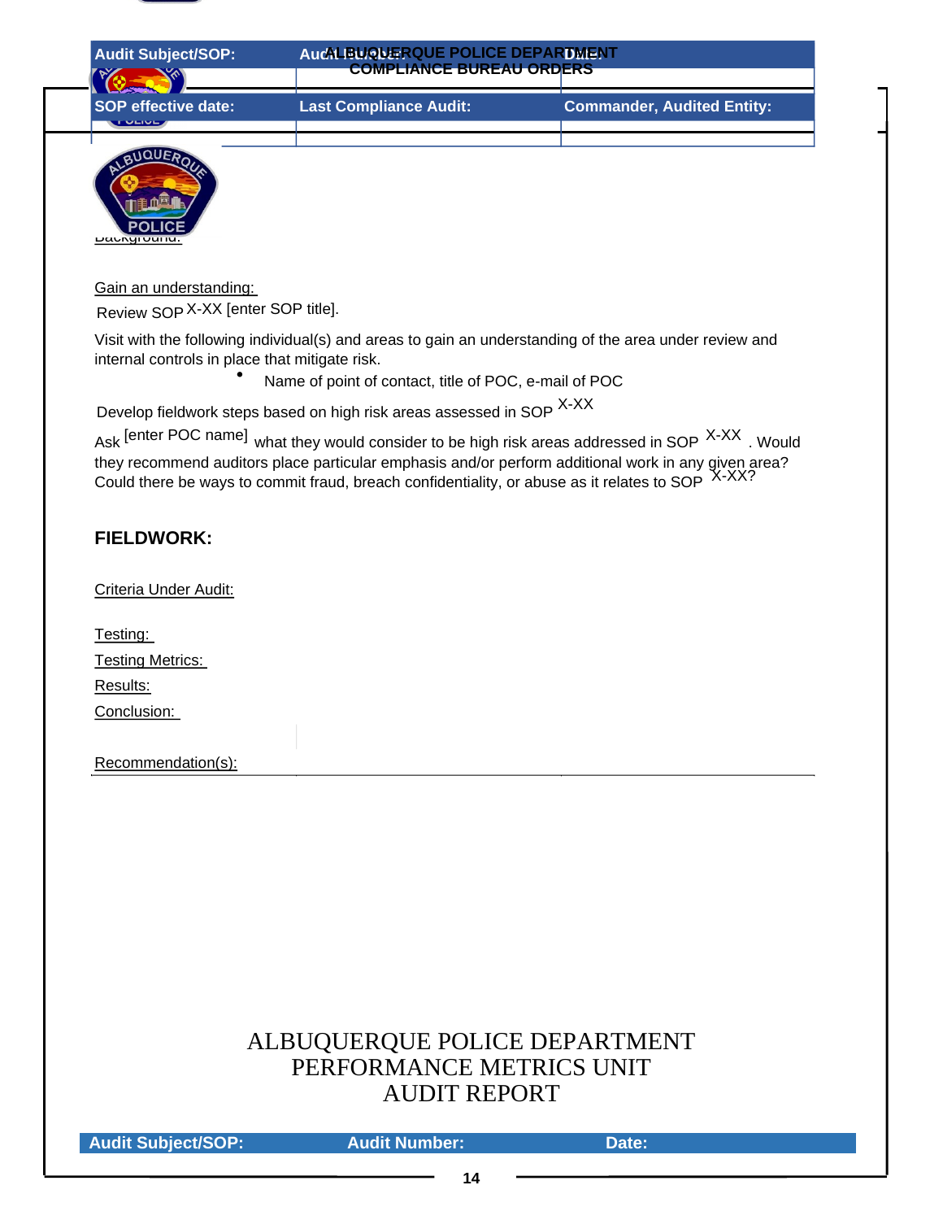| Audit Subject/SOP: | Audit Number: | Date: |
| --- | --- | --- |
| | | |
| SOP effective date: | Last Compliance Audit: | Commander, Audited Entity: |
| | | |

Background:

Gain an understanding:

Review SOP X-XX [enter SOP title].

Visit with the following individual(s) and areas to gain an understanding of the area under review and internal controls in place that mitigate risk.

- Name of point of contact, title of POC, e-mail of POC

Develop fieldwork steps based on high risk areas assessed in SOP X-XX

Ask [enter POC name] what they would consider to be high risk areas addressed in SOP X-XX . Would they recommend auditors place particular emphasis and/or perform additional work in any given area? Could there be ways to commit fraud, breach confidentiality, or abuse as it relates to SOP X-XX?

**FIELDWORK:**

Criteria Under Audit:

Testing:

Testing Metrics:

Results:

Conclusion:

Recommendation(s):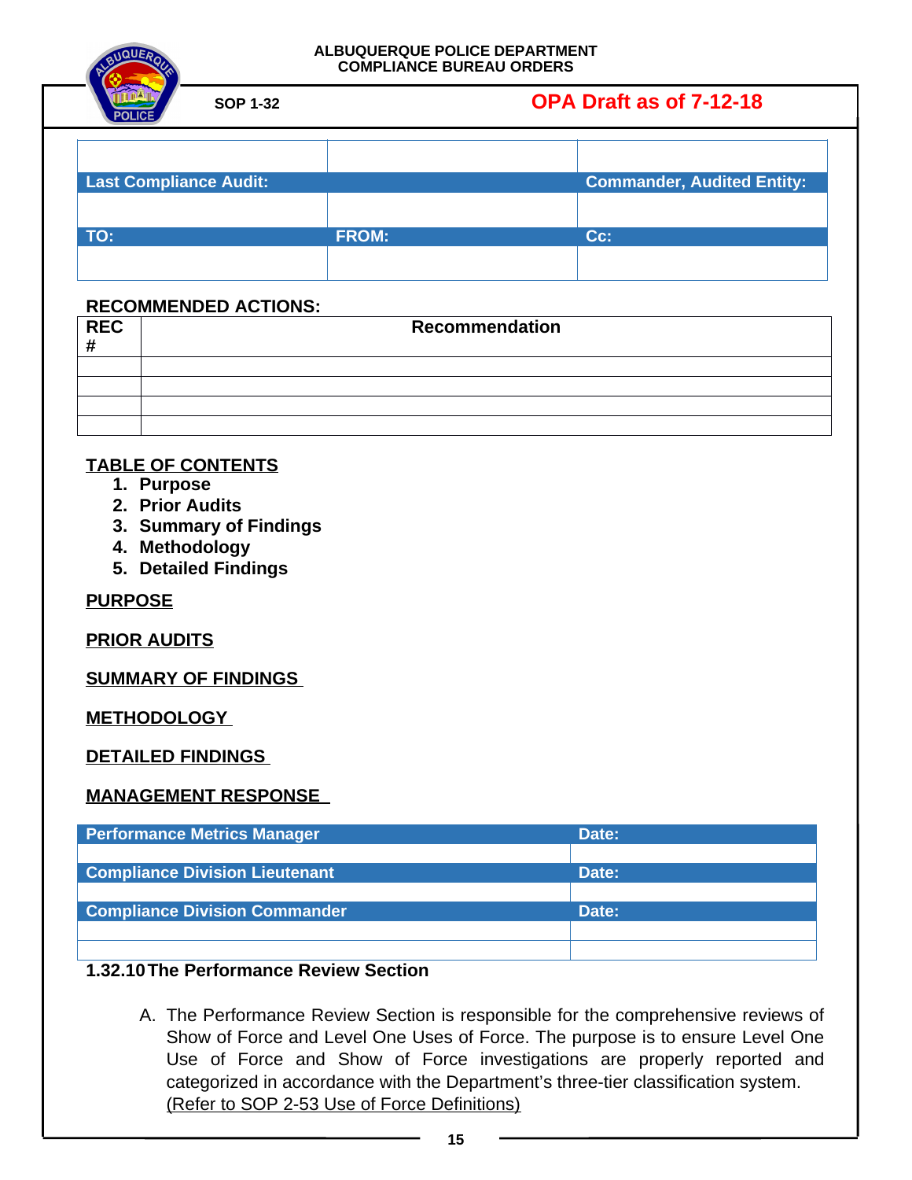ALBUQUERQUE POLICE DEPARTMENT
COMPLIANCE BUREAU ORDERS

SOP 1-32 | OPA Draft as of 7-12-18

| | | |
|---|---|---|
| | | |
| **Last Compliance Audit:** | | **Commander, Audited Entity:** |
| | | |
| **TO:** | **FROM:** | **Cc:** |
| | | |

**RECOMMENDED ACTIONS:**

| REC # | Recommendation |
|---|---|
| | |
| | |
| | |
| | |

**TABLE OF CONTENTS**

1. **Purpose**
2. **Prior Audits**
3. **Summary of Findings**
4. **Methodology**
5. **Detailed Findings**

**PURPOSE**

**PRIOR AUDITS**

**SUMMARY OF FINDINGS**

**METHODOLOGY**

**DETAILED FINDINGS**

**MANAGEMENT RESPONSE**

| Performance Metrics Manager | Date: |
|---|---|
| | |
| **Compliance Division Lieutenant** | **Date:** |
| | |
| **Compliance Division Commander** | **Date:** |
| | |
| | |

**1.32.10 The Performance Review Section**

A. The Performance Review Section is responsible for the comprehensive reviews of Show of Force and Level One Uses of Force. The purpose is to ensure Level One Use of Force and Show of Force investigations are properly reported and categorized in accordance with the Department's three-tier classification system. (Refer to SOP 2-53 Use of Force Definitions)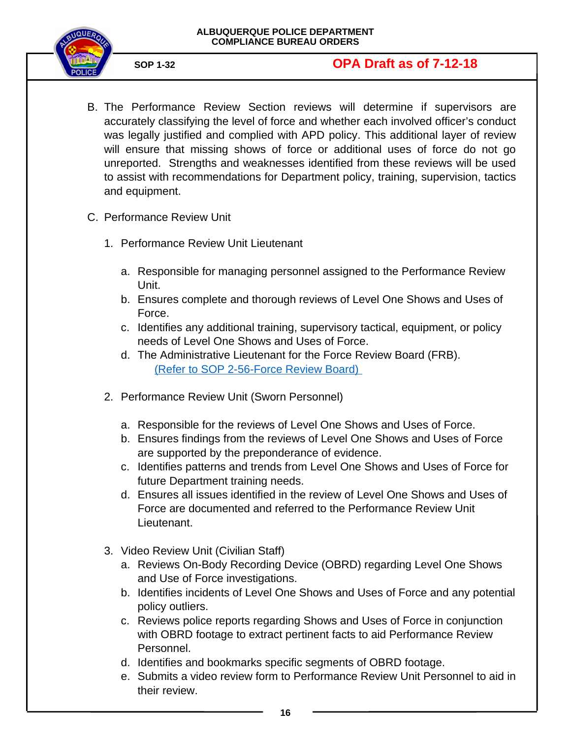B. The Performance Review Section reviews will determine if supervisors are accurately classifying the level of force and whether each involved officer's conduct was legally justified and complied with APD policy. This additional layer of review will ensure that missing shows of force or additional uses of force do not go unreported. Strengths and weaknesses identified from these reviews will be used to assist with recommendations for Department policy, training, supervision, tactics and equipment.

C. Performance Review Unit

1. Performance Review Unit Lieutenant

   a. Responsible for managing personnel assigned to the Performance Review Unit.
   b. Ensures complete and thorough reviews of Level One Shows and Uses of Force.
   c. Identifies any additional training, supervisory tactical, equipment, or policy needs of Level One Shows and Uses of Force.
   d. The Administrative Lieutenant for the Force Review Board (FRB). (Refer to SOP 2-56-Force Review Board)

2. Performance Review Unit (Sworn Personnel)

   a. Responsible for the reviews of Level One Shows and Uses of Force.
   b. Ensures findings from the reviews of Level One Shows and Uses of Force are supported by the preponderance of evidence.
   c. Identifies patterns and trends from Level One Shows and Uses of Force for future Department training needs.
   d. Ensures all issues identified in the review of Level One Shows and Uses of Force are documented and referred to the Performance Review Unit Lieutenant.

3. Video Review Unit (Civilian Staff)

   a. Reviews On-Body Recording Device (OBRD) regarding Level One Shows and Use of Force investigations.
   b. Identifies incidents of Level One Shows and Uses of Force and any potential policy outliers.
   c. Reviews police reports regarding Shows and Uses of Force in conjunction with OBRD footage to extract pertinent facts to aid Performance Review Personnel.
   d. Identifies and bookmarks specific segments of OBRD footage.
   e. Submits a video review form to Performance Review Unit Personnel to aid in their review.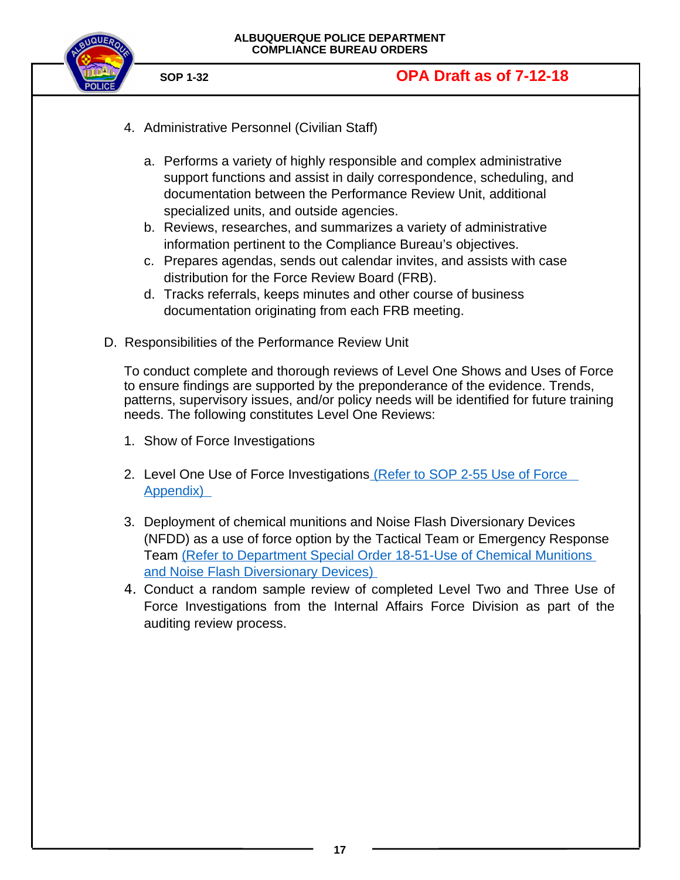4. Administrative Personnel (Civilian Staff)

   a. Performs a variety of highly responsible and complex administrative support functions and assist in daily correspondence, scheduling, and documentation between the Performance Review Unit, additional specialized units, and outside agencies.
   b. Reviews, researches, and summarizes a variety of administrative information pertinent to the Compliance Bureau's objectives.
   c. Prepares agendas, sends out calendar invites, and assists with case distribution for the Force Review Board (FRB).
   d. Tracks referrals, keeps minutes and other course of business documentation originating from each FRB meeting.

D. Responsibilities of the Performance Review Unit

To conduct complete and thorough reviews of Level One Shows and Uses of Force to ensure findings are supported by the preponderance of the evidence. Trends, patterns, supervisory issues, and/or policy needs will be identified for future training needs. The following constitutes Level One Reviews:

1. Show of Force Investigations

2. Level One Use of Force Investigations (Refer to SOP 2-55 Use of Force Appendix)

3. Deployment of chemical munitions and Noise Flash Diversionary Devices (NFDD) as a use of force option by the Tactical Team or Emergency Response Team (Refer to Department Special Order 18-51-Use of Chemical Munitions and Noise Flash Diversionary Devices)
4. Conduct a random sample review of completed Level Two and Three Use of Force Investigations from the Internal Affairs Force Division as part of the auditing review process.